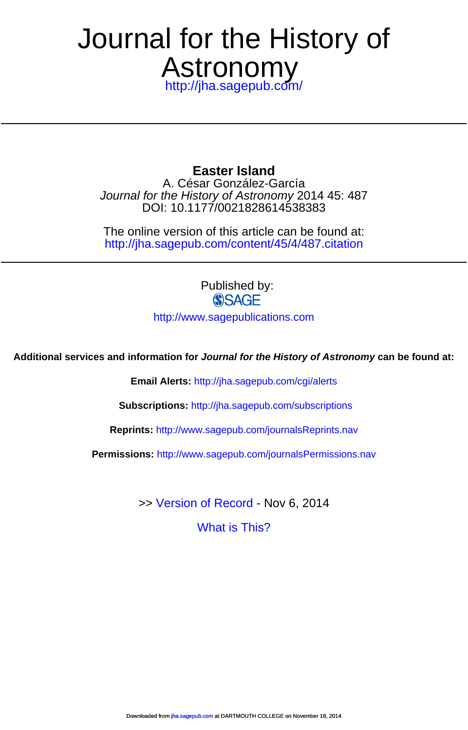# Journal for the History of Astronomy

http://jha.sagepub.com/

## Easter Island

A. César González-García

*Journal for the History of Astronomy* 2014 45: 487

DOI: 10.1177/0021828614538383

The online version of this article can be found at:
http://jha.sagepub.com/content/45/4/487.citation

Published by:

SAGE

http://www.sagepublications.com

**Additional services and information for *Journal for the History of Astronomy* can be found at:**

**Email Alerts:** http://jha.sagepub.com/cgi/alerts

**Subscriptions:** http://jha.sagepub.com/subscriptions

**Reprints:** http://www.sagepub.com/journalsReprints.nav

**Permissions:** http://www.sagepub.com/journalsPermissions.nav

>> Version of Record - Nov 6, 2014

What is This?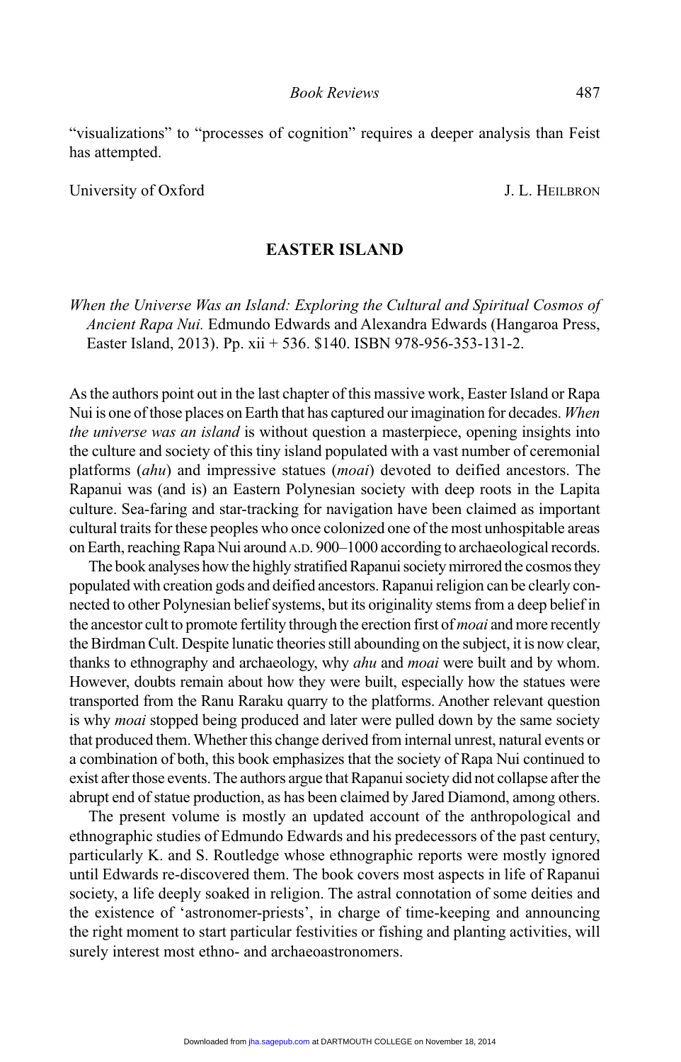"visualizations" to "processes of cognition" requires a deeper analysis than Feist has attempted.

University of Oxford J. L. HEILBRON

## EASTER ISLAND

*When the Universe Was an Island: Exploring the Cultural and Spiritual Cosmos of Ancient Rapa Nui.* Edmundo Edwards and Alexandra Edwards (Hangaroa Press, Easter Island, 2013). Pp. xii + 536. $140. ISBN 978-956-353-131-2.

As the authors point out in the last chapter of this massive work, Easter Island or Rapa Nui is one of those places on Earth that has captured our imagination for decades. *When the universe was an island* is without question a masterpiece, opening insights into the culture and society of this tiny island populated with a vast number of ceremonial platforms (*ahu*) and impressive statues (*moai*) devoted to deified ancestors. The Rapanui was (and is) an Eastern Polynesian society with deep roots in the Lapita culture. Sea-faring and star-tracking for navigation have been claimed as important cultural traits for these peoples who once colonized one of the most unhospitable areas on Earth, reaching Rapa Nui around A.D. 900–1000 according to archaeological records.

The book analyses how the highly stratified Rapanui society mirrored the cosmos they populated with creation gods and deified ancestors. Rapanui religion can be clearly connected to other Polynesian belief systems, but its originality stems from a deep belief in the ancestor cult to promote fertility through the erection first of *moai* and more recently the Birdman Cult. Despite lunatic theories still abounding on the subject, it is now clear, thanks to ethnography and archaeology, why *ahu* and *moai* were built and by whom. However, doubts remain about how they were built, especially how the statues were transported from the Ranu Raraku quarry to the platforms. Another relevant question is why *moai* stopped being produced and later were pulled down by the same society that produced them. Whether this change derived from internal unrest, natural events or a combination of both, this book emphasizes that the society of Rapa Nui continued to exist after those events. The authors argue that Rapanui society did not collapse after the abrupt end of statue production, as has been claimed by Jared Diamond, among others.

The present volume is mostly an updated account of the anthropological and ethnographic studies of Edmundo Edwards and his predecessors of the past century, particularly K. and S. Routledge whose ethnographic reports were mostly ignored until Edwards re-discovered them. The book covers most aspects in life of Rapanui society, a life deeply soaked in religion. The astral connotation of some deities and the existence of 'astronomer-priests', in charge of time-keeping and announcing the right moment to start particular festivities or fishing and planting activities, will surely interest most ethno- and archaeoastronomers.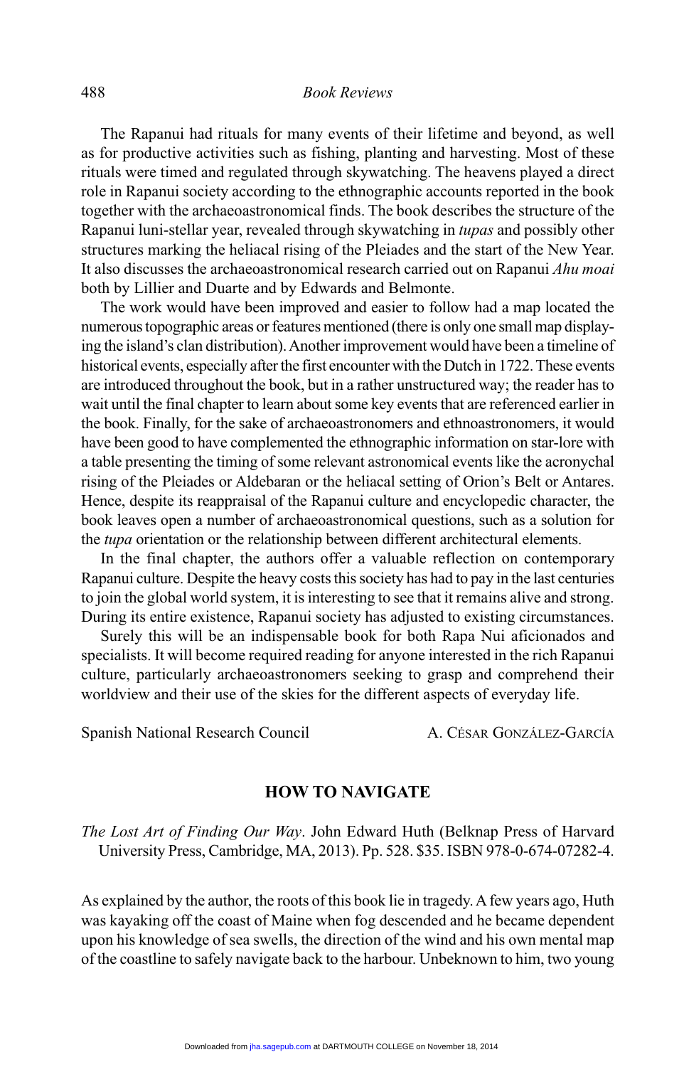The Rapanui had rituals for many events of their lifetime and beyond, as well as for productive activities such as fishing, planting and harvesting. Most of these rituals were timed and regulated through skywatching. The heavens played a direct role in Rapanui society according to the ethnographic accounts reported in the book together with the archaeoastronomical finds. The book describes the structure of the Rapanui luni-stellar year, revealed through skywatching in *tupas* and possibly other structures marking the heliacal rising of the Pleiades and the start of the New Year. It also discusses the archaeoastronomical research carried out on Rapanui *Ahu moai* both by Lillier and Duarte and by Edwards and Belmonte.

The work would have been improved and easier to follow had a map located the numerous topographic areas or features mentioned (there is only one small map displaying the island's clan distribution). Another improvement would have been a timeline of historical events, especially after the first encounter with the Dutch in 1722. These events are introduced throughout the book, but in a rather unstructured way; the reader has to wait until the final chapter to learn about some key events that are referenced earlier in the book. Finally, for the sake of archaeoastronomers and ethnoastronomers, it would have been good to have complemented the ethnographic information on star-lore with a table presenting the timing of some relevant astronomical events like the acronychal rising of the Pleiades or Aldebaran or the heliacal setting of Orion's Belt or Antares. Hence, despite its reappraisal of the Rapanui culture and encyclopedic character, the book leaves open a number of archaeoastronomical questions, such as a solution for the *tupa* orientation or the relationship between different architectural elements.

In the final chapter, the authors offer a valuable reflection on contemporary Rapanui culture. Despite the heavy costs this society has had to pay in the last centuries to join the global world system, it is interesting to see that it remains alive and strong. During its entire existence, Rapanui society has adjusted to existing circumstances.

Surely this will be an indispensable book for both Rapa Nui aficionados and specialists. It will become required reading for anyone interested in the rich Rapanui culture, particularly archaeoastronomers seeking to grasp and comprehend their worldview and their use of the skies for the different aspects of everyday life.

Spanish National Research Council — A. César González-García

## HOW TO NAVIGATE

*The Lost Art of Finding Our Way*. John Edward Huth (Belknap Press of Harvard University Press, Cambridge, MA, 2013). Pp. 528. $35. ISBN 978-0-674-07282-4.

As explained by the author, the roots of this book lie in tragedy. A few years ago, Huth was kayaking off the coast of Maine when fog descended and he became dependent upon his knowledge of sea swells, the direction of the wind and his own mental map of the coastline to safely navigate back to the harbour. Unbeknown to him, two young